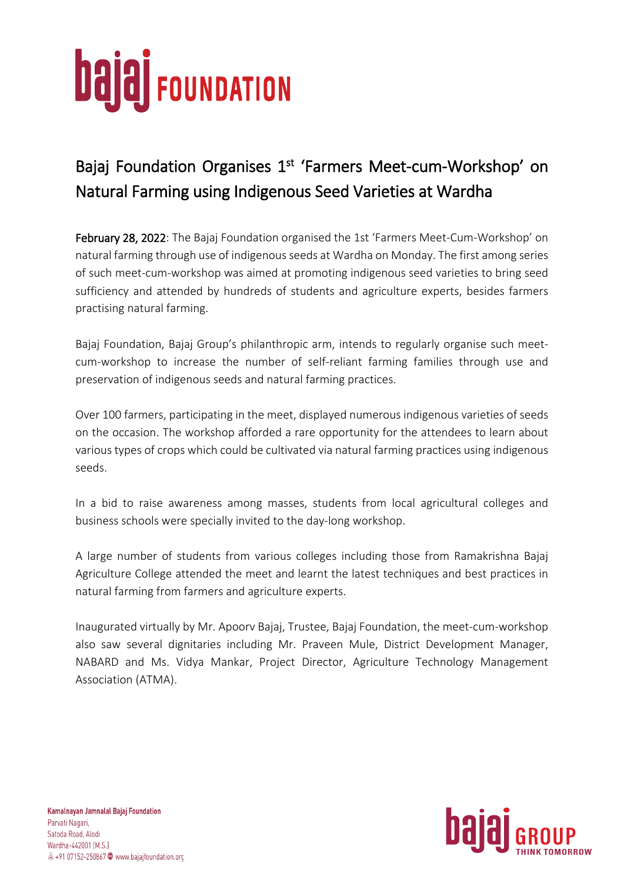# Bajaj Foundation Organises 1st 'Farmers Meet-cum-Workshop' on Natural Farming using Indigenous Seed Varieties at Wardha

**February 28, 2022**: The Bajaj Foundation organised the 1st 'Farmers Meet-Cum-Workshop' on natural farming through use of indigenous seeds at Wardha on Monday. The first among series of such meet-cum-workshop was aimed at promoting indigenous seed varieties to bring seed sufficiency and attended by hundreds of students and agriculture experts, besides farmers practising natural farming.

Bajaj Foundation, Bajaj Group's philanthropic arm, intends to regularly organise such meet-cum-workshop to increase the number of self-reliant farming families through use and preservation of indigenous seeds and natural farming practices.

Over 100 farmers, participating in the meet, displayed numerous indigenous varieties of seeds on the occasion. The workshop afforded a rare opportunity for the attendees to learn about various types of crops which could be cultivated via natural farming practices using indigenous seeds.

In a bid to raise awareness among masses, students from local agricultural colleges and business schools were specially invited to the day-long workshop.

A large number of students from various colleges including those from Ramakrishna Bajaj Agriculture College attended the meet and learnt the latest techniques and best practices in natural farming from farmers and agriculture experts.

Inaugurated virtually by Mr. Apoorv Bajaj, Trustee, Bajaj Foundation, the meet-cum-workshop also saw several dignitaries including Mr. Praveen Mule, District Development Manager, NABARD and Ms. Vidya Mankar, Project Director, Agriculture Technology Management Association (ATMA).

**Kamalnayan Jamnalal Bajaj Foundation**
Parvati Nagari,
Satoda Road, Alodi
Wardha-442001 (M.S.)
+91 07152-250867 www.bajajfoundation.org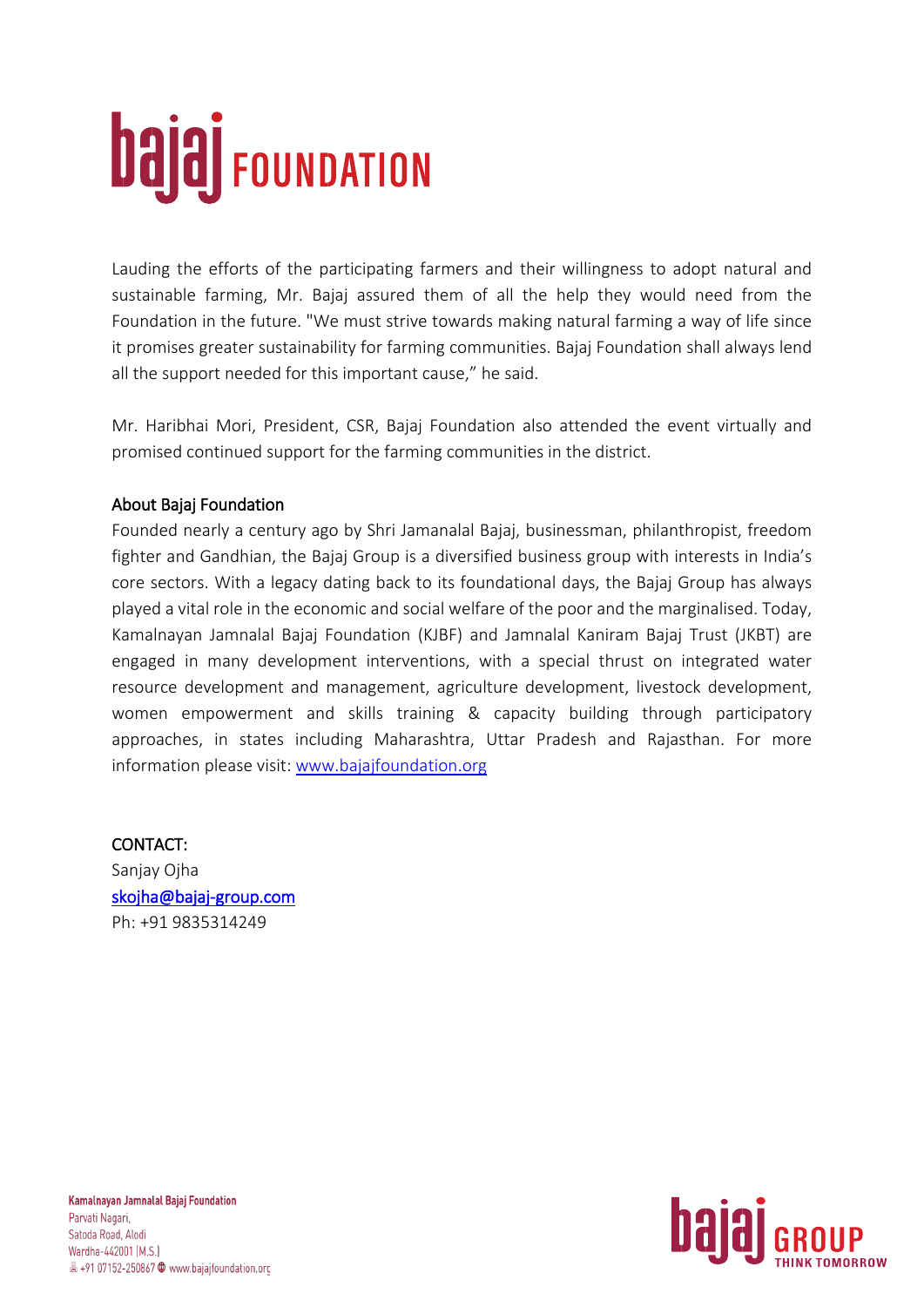Lauding the efforts of the participating farmers and their willingness to adopt natural and sustainable farming, Mr. Bajaj assured them of all the help they would need from the Foundation in the future. "We must strive towards making natural farming a way of life since it promises greater sustainability for farming communities. Bajaj Foundation shall always lend all the support needed for this important cause," he said.

Mr. Haribhai Mori, President, CSR, Bajaj Foundation also attended the event virtually and promised continued support for the farming communities in the district.

**About Bajaj Foundation**

Founded nearly a century ago by Shri Jamanalal Bajaj, businessman, philanthropist, freedom fighter and Gandhian, the Bajaj Group is a diversified business group with interests in India's core sectors. With a legacy dating back to its foundational days, the Bajaj Group has always played a vital role in the economic and social welfare of the poor and the marginalised. Today, Kamalnayan Jamnalal Bajaj Foundation (KJBF) and Jamnalal Kaniram Bajaj Trust (JKBT) are engaged in many development interventions, with a special thrust on integrated water resource development and management, agriculture development, livestock development, women empowerment and skills training & capacity building through participatory approaches, in states including Maharashtra, Uttar Pradesh and Rajasthan. For more information please visit: [www.bajajfoundation.org](http://www.bajajfoundation.org)

**CONTACT:**

Sanjay Ojha
[skojha@bajaj-group.com](mailto:skojha@bajaj-group.com)
Ph: +91 9835314249